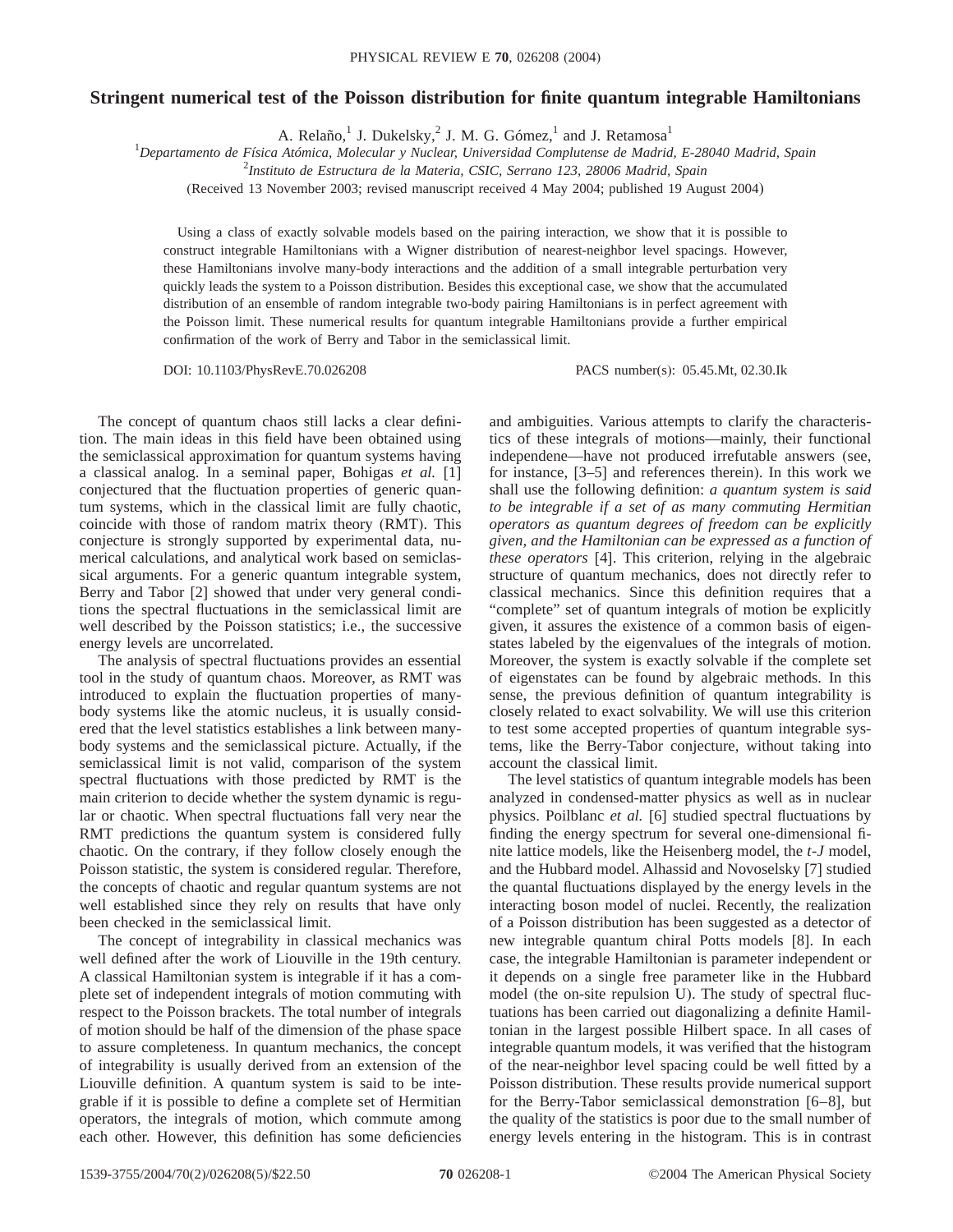# Stringent numerical test of the Poisson distribution for finite quantum integrable Hamiltonians

A. Relaño,[1] J. Dukelsky,[2] J. M. G. Gómez,[1] and J. Retamosa[1]

[1]*Departamento de Física Atómica, Molecular y Nuclear, Universidad Complutense de Madrid, E-28040 Madrid, Spain*

[2]*Instituto de Estructura de la Materia, CSIC, Serrano 123, 28006 Madrid, Spain*

(Received 13 November 2003; revised manuscript received 4 May 2004; published 19 August 2004)

Using a class of exactly solvable models based on the pairing interaction, we show that it is possible to construct integrable Hamiltonians with a Wigner distribution of nearest-neighbor level spacings. However, these Hamiltonians involve many-body interactions and the addition of a small integrable perturbation very quickly leads the system to a Poisson distribution. Besides this exceptional case, we show that the accumulated distribution of an ensemble of random integrable two-body pairing Hamiltonians is in perfect agreement with the Poisson limit. These numerical results for quantum integrable Hamiltonians provide a further empirical confirmation of the work of Berry and Tabor in the semiclassical limit.

DOI: 10.1103/PhysRevE.70.026208 PACS number(s): 05.45.Mt, 02.30.Ik

The concept of quantum chaos still lacks a clear definition. The main ideas in this field have been obtained using the semiclassical approximation for quantum systems having a classical analog. In a seminal paper, Bohigas *et al.* [1] conjectured that the fluctuation properties of generic quantum systems, which in the classical limit are fully chaotic, coincide with those of random matrix theory (RMT). This conjecture is strongly supported by experimental data, numerical calculations, and analytical work based on semiclassical arguments. For a generic quantum integrable system, Berry and Tabor [2] showed that under very general conditions the spectral fluctuations in the semiclassical limit are well described by the Poisson statistics; i.e., the successive energy levels are uncorrelated.

The analysis of spectral fluctuations provides an essential tool in the study of quantum chaos. Moreover, as RMT was introduced to explain the fluctuation properties of many-body systems like the atomic nucleus, it is usually considered that the level statistics establishes a link between many-body systems and the semiclassical picture. Actually, if the semiclassical limit is not valid, comparison of the system spectral fluctuations with those predicted by RMT is the main criterion to decide whether the system dynamic is regular or chaotic. When spectral fluctuations fall very near the RMT predictions the quantum system is considered fully chaotic. On the contrary, if they follow closely enough the Poisson statistic, the system is considered regular. Therefore, the concepts of chaotic and regular quantum systems are not well established since they rely on results that have only been checked in the semiclassical limit.

The concept of integrability in classical mechanics was well defined after the work of Liouville in the 19th century. A classical Hamiltonian system is integrable if it has a complete set of independent integrals of motion commuting with respect to the Poisson brackets. The total number of integrals of motion should be half of the dimension of the phase space to assure completeness. In quantum mechanics, the concept of integrability is usually derived from an extension of the Liouville definition. A quantum system is said to be integrable if it is possible to define a complete set of Hermitian operators, the integrals of motion, which commute among each other. However, this definition has some deficiencies and ambiguities. Various attempts to clarify the characteristics of these integrals of motions—mainly, their functional independene—have not produced irrefutable answers (see, for instance, [3–5] and references therein). In this work we shall use the following definition: *a quantum system is said to be integrable if a set of as many commuting Hermitian operators as quantum degrees of freedom can be explicitly given, and the Hamiltonian can be expressed as a function of these operators* [4]. This criterion, relying in the algebraic structure of quantum mechanics, does not directly refer to classical mechanics. Since this definition requires that a "complete" set of quantum integrals of motion be explicitly given, it assures the existence of a common basis of eigenstates labeled by the eigenvalues of the integrals of motion. Moreover, the system is exactly solvable if the complete set of eigenstates can be found by algebraic methods. In this sense, the previous definition of quantum integrability is closely related to exact solvability. We will use this criterion to test some accepted properties of quantum integrable systems, like the Berry-Tabor conjecture, without taking into account the classical limit.

The level statistics of quantum integrable models has been analyzed in condensed-matter physics as well as in nuclear physics. Poilblanc *et al.* [6] studied spectral fluctuations by finding the energy spectrum for several one-dimensional finite lattice models, like the Heisenberg model, the *t-J* model, and the Hubbard model. Alhassid and Novoselsky [7] studied the quantal fluctuations displayed by the energy levels in the interacting boson model of nuclei. Recently, the realization of a Poisson distribution has been suggested as a detector of new integrable quantum chiral Potts models [8]. In each case, the integrable Hamiltonian is parameter independent or it depends on a single free parameter like in the Hubbard model (the on-site repulsion U). The study of spectral fluctuations has been carried out diagonalizing a definite Hamiltonian in the largest possible Hilbert space. In all cases of integrable quantum models, it was verified that the histogram of the near-neighbor level spacing could be well fitted by a Poisson distribution. These results provide numerical support for the Berry-Tabor semiclassical demonstration [6–8], but the quality of the statistics is poor due to the small number of energy levels entering in the histogram. This is in contrast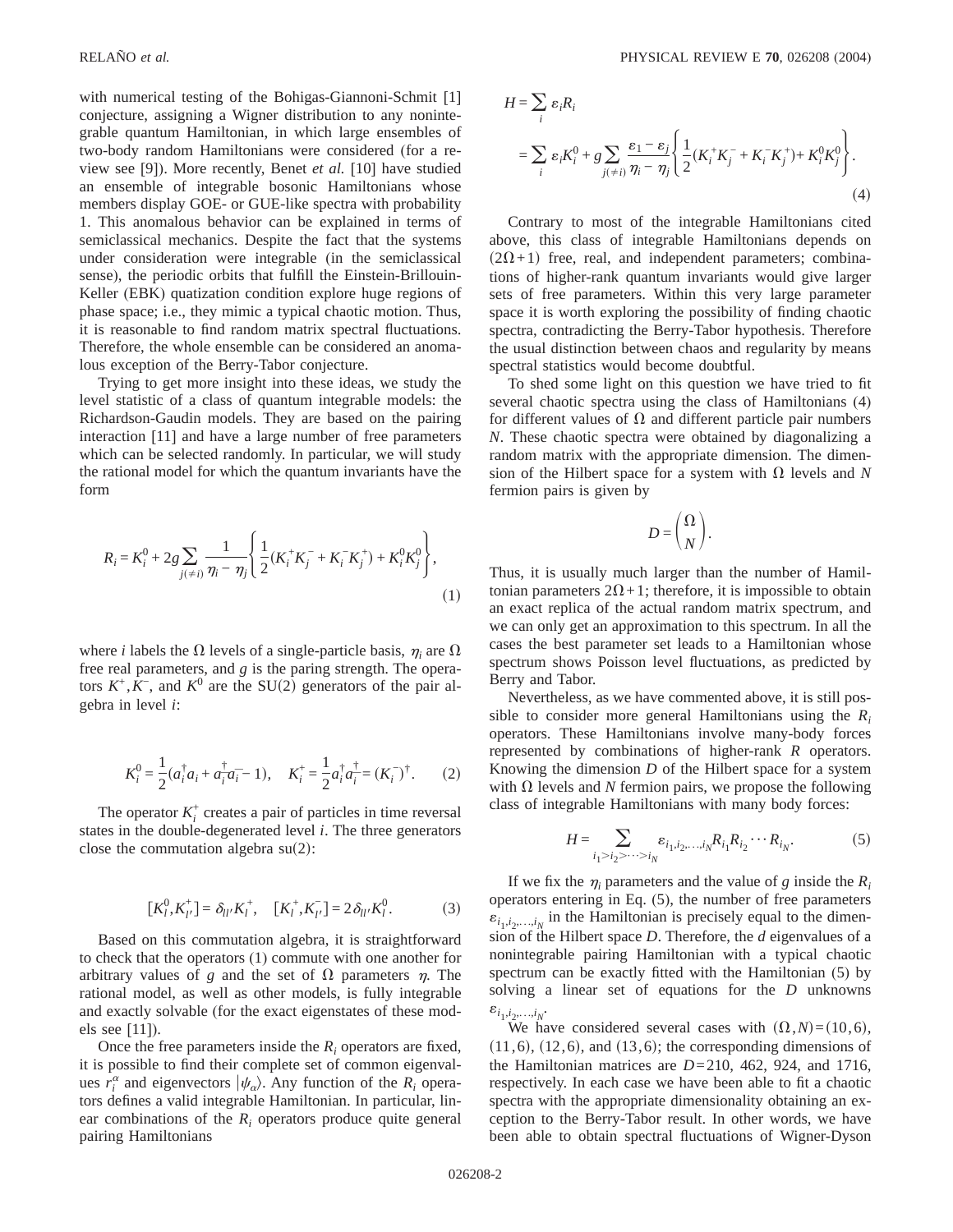with numerical testing of the Bohigas-Giannoni-Schmit [1] conjecture, assigning a Wigner distribution to any nonintegrable quantum Hamiltonian, in which large ensembles of two-body random Hamiltonians were considered (for a review see [9]). More recently, Benet *et al.* [10] have studied an ensemble of integrable bosonic Hamiltonians whose members display GOE- or GUE-like spectra with probability 1. This anomalous behavior can be explained in terms of semiclassical mechanics. Despite the fact that the systems under consideration were integrable (in the semiclassical sense), the periodic orbits that fulfill the Einstein-Brillouin-Keller (EBK) quatization condition explore huge regions of phase space; i.e., they mimic a typical chaotic motion. Thus, it is reasonable to find random matrix spectral fluctuations. Therefore, the whole ensemble can be considered an anomalous exception of the Berry-Tabor conjecture.

Trying to get more insight into these ideas, we study the level statistic of a class of quantum integrable models: the Richardson-Gaudin models. They are based on the pairing interaction [11] and have a large number of free parameters which can be selected randomly. In particular, we will study the rational model for which the quantum invariants have the form

$$R_i = K_i^0 + 2g \sum_{j(\neq i)} \frac{1}{\eta_i - \eta_j} \left\{ \frac{1}{2}(K_i^+ K_j^- + K_i^- K_j^+) + K_i^0 K_j^0 \right\}, \tag{1}$$

where $i$ labels the $\Omega$ levels of a single-particle basis, $\eta_i$ are $\Omega$ free real parameters, and $g$ is the paring strength. The operators $K^+, K^-$, and $K^0$ are the SU(2) generators of the pair algebra in level $i$:

$$K_i^0 = \frac{1}{2}(a_i^\dagger a_i + a_{\bar{i}}^\dagger a_{\bar{i}} - 1), \quad K_i^+ = \frac{1}{2} a_i^\dagger a_{\bar{i}}^\dagger = (K_i^-)^\dagger. \tag{2}$$

The operator $K_i^+$ creates a pair of particles in time reversal states in the double-degenerated level $i$. The three generators close the commutation algebra su(2):

$$[K_l^0, K_{l'}^+] = \delta_{ll'} K_l^+, \quad [K_l^+, K_{l'}^-] = 2\delta_{ll'} K_l^0. \tag{3}$$

Based on this commutation algebra, it is straightforward to check that the operators (1) commute with one another for arbitrary values of $g$ and the set of $\Omega$ parameters $\eta$. The rational model, as well as other models, is fully integrable and exactly solvable (for the exact eigenstates of these models see [11]).

Once the free parameters inside the $R_i$ operators are fixed, it is possible to find their complete set of common eigenvalues $r_i^\alpha$ and eigenvectors $|\psi_\alpha\rangle$. Any function of the $R_i$ operators defines a valid integrable Hamiltonian. In particular, linear combinations of the $R_i$ operators produce quite general pairing Hamiltonians

$$\begin{aligned} H &= \sum_i \varepsilon_i R_i \\ &= \sum_i \varepsilon_i K_i^0 + g \sum_{j(\neq i)} \frac{\varepsilon_i - \varepsilon_j}{\eta_i - \eta_j} \left\{ \frac{1}{2}(K_i^+ K_j^- + K_i^- K_j^+) + K_i^0 K_j^0 \right\}. \end{aligned} \tag{4}$$

Contrary to most of the integrable Hamiltonians cited above, this class of integrable Hamiltonians depends on $(2\Omega+1)$ free, real, and independent parameters; combinations of higher-rank quantum invariants would give larger sets of free parameters. Within this very large parameter space it is worth exploring the possibility of finding chaotic spectra, contradicting the Berry-Tabor hypothesis. Therefore the usual distinction between chaos and regularity by means spectral statistics would become doubtful.

To shed some light on this question we have tried to fit several chaotic spectra using the class of Hamiltonians (4) for different values of $\Omega$ and different particle pair numbers $N$. These chaotic spectra were obtained by diagonalizing a random matrix with the appropriate dimension. The dimension of the Hilbert space for a system with $\Omega$ levels and $N$ fermion pairs is given by

$$D = \binom{\Omega}{N}.$$

Thus, it is usually much larger than the number of Hamiltonian parameters $2\Omega+1$; therefore, it is impossible to obtain an exact replica of the actual random matrix spectrum, and we can only get an approximation to this spectrum. In all the cases the best parameter set leads to a Hamiltonian whose spectrum shows Poisson level fluctuations, as predicted by Berry and Tabor.

Nevertheless, as we have commented above, it is still possible to consider more general Hamiltonians using the $R_i$ operators. These Hamiltonians involve many-body forces represented by combinations of higher-rank $R$ operators. Knowing the dimension $D$ of the Hilbert space for a system with $\Omega$ levels and $N$ fermion pairs, we propose the following class of integrable Hamiltonians with many body forces:

$$H = \sum_{i_1 > i_2 > \cdots > i_N} \varepsilon_{i_1, i_2, \ldots, i_N} R_{i_1} R_{i_2} \cdots R_{i_N}. \tag{5}$$

If we fix the $\eta_i$ parameters and the value of $g$ inside the $R_i$ operators entering in Eq. (5), the number of free parameters $\varepsilon_{i_1, i_2, \ldots, i_N}$ in the Hamiltonian is precisely equal to the dimension of the Hilbert space $D$. Therefore, the $d$ eigenvalues of a nonintegrable pairing Hamiltonian with a typical chaotic spectrum can be exactly fitted with the Hamiltonian (5) by solving a linear set of equations for the $D$ unknowns $\varepsilon_{i_1, i_2, \ldots, i_N}$.

We have considered several cases with $(\Omega, N) = (10,6)$, $(11,6)$, $(12,6)$, and $(13,6)$; the corresponding dimensions of the Hamiltonian matrices are $D=210$, 462, 924, and 1716, respectively. In each case we have been able to fit a chaotic spectra with the appropriate dimensionality obtaining an exception to the Berry-Tabor result. In other words, we have been able to obtain spectral fluctuations of Wigner-Dyson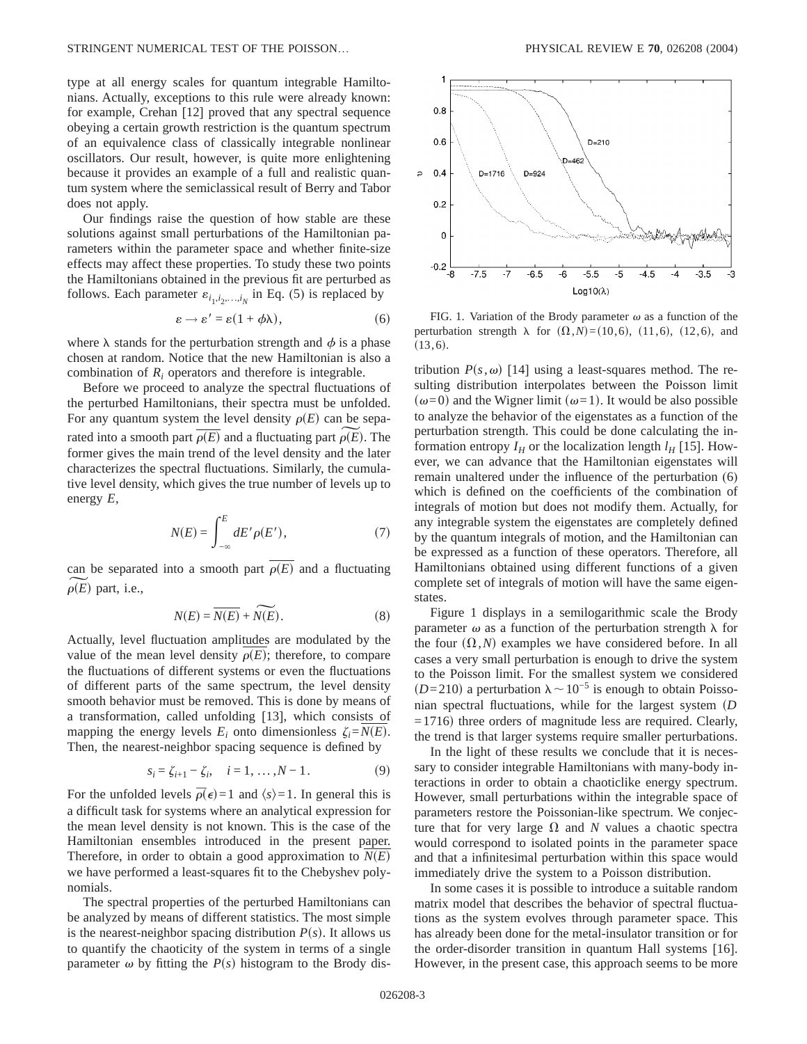type at all energy scales for quantum integrable Hamiltonians. Actually, exceptions to this rule were already known: for example, Crehan [12] proved that any spectral sequence obeying a certain growth restriction is the quantum spectrum of an equivalence class of classically integrable nonlinear oscillators. Our result, however, is quite more enlightening because it provides an example of a full and realistic quantum system where the semiclassical result of Berry and Tabor does not apply.

Our findings raise the question of how stable are these solutions against small perturbations of the Hamiltonian parameters within the parameter space and whether finite-size effects may affect these properties. To study these two points the Hamiltonians obtained in the previous fit are perturbed as follows. Each parameter $\varepsilon_{i_1,i_2,\ldots,i_N}$ in Eq. (5) is replaced by

$$\varepsilon \to \varepsilon' = \varepsilon(1 + \phi\lambda), \tag{6}$$

where $\lambda$ stands for the perturbation strength and $\phi$ is a phase chosen at random. Notice that the new Hamiltonian is also a combination of $R_i$ operators and therefore is integrable.

Before we proceed to analyze the spectral fluctuations of the perturbed Hamiltonians, their spectra must be unfolded. For any quantum system the level density $\rho(E)$ can be separated into a smooth part $\overline{\rho(E)}$ and a fluctuating part $\widetilde{\rho(E)}$. The former gives the main trend of the level density and the later characterizes the spectral fluctuations. Similarly, the cumulative level density, which gives the true number of levels up to energy $E$,

$$N(E) = \int_{-\infty}^{E} dE' \rho(E'), \tag{7}$$

can be separated into a smooth part $\overline{\rho(E)}$ and a fluctuating $\widetilde{\rho(E)}$ part, i.e.,

$$N(E) = \overline{N(E)} + \widetilde{N(E)}. \tag{8}$$

Actually, level fluctuation amplitudes are modulated by the value of the mean level density $\overline{\rho(E)}$; therefore, to compare the fluctuations of different systems or even the fluctuations of different parts of the same spectrum, the level density smooth behavior must be removed. This is done by means of a transformation, called unfolding [13], which consists of mapping the energy levels $E_i$ onto dimensionless $\zeta_i = \overline{N(E)}$. Then, the nearest-neighbor spacing sequence is defined by

$$s_i = \zeta_{i+1} - \zeta_i, \quad i = 1, \ldots, N-1. \tag{9}$$

For the unfolded levels $\overline{\rho}(\epsilon) = 1$ and $\langle s \rangle = 1$. In general this is a difficult task for systems where an analytical expression for the mean level density is not known. This is the case of the Hamiltonian ensembles introduced in the present paper. Therefore, in order to obtain a good approximation to $\overline{N(E)}$ we have performed a least-squares fit to the Chebyshev polynomials.

The spectral properties of the perturbed Hamiltonians can be analyzed by means of different statistics. The most simple is the nearest-neighbor spacing distribution $P(s)$. It allows us to quantify the chaoticity of the system in terms of a single parameter $\omega$ by fitting the $P(s)$ histogram to the Brody distribution $P(s,\omega)$ [14] using a least-squares method. The resulting distribution interpolates between the Poisson limit ($\omega = 0$) and the Wigner limit ($\omega = 1$). It would be also possible to analyze the behavior of the eigenstates as a function of the perturbation strength. This could be done calculating the information entropy $I_H$ or the localization length $l_H$ [15]. However, we can advance that the Hamiltonian eigenstates will remain unaltered under the influence of the perturbation (6) which is defined on the coefficients of the combination of integrals of motion but does not modify them. Actually, for any integrable system the eigenstates are completely defined by the quantum integrals of motion, and the Hamiltonian can be expressed as a function of these operators. Therefore, all Hamiltonians obtained using different functions of a given complete set of integrals of motion will have the same eigenstates.

1
0.8
0.6
0.4
0.2
0
-0.2
-8 -7.5 -7 -6.5 -6 -5.5 -5 -4.5 -4 -3.5 -3
Log10(λ)
ω
D=210
D=462
D=1716
D=924

FIG. 1. Variation of the Brody parameter $\omega$ as a function of the perturbation strength $\lambda$ for $(\Omega, N) = (10,6)$, $(11,6)$, $(12,6)$, and $(13,6)$.

Figure 1 displays in a semilogarithmic scale the Brody parameter $\omega$ as a function of the perturbation strength $\lambda$ for the four $(\Omega, N)$ examples we have considered before. In all cases a very small perturbation is enough to drive the system to the Poisson limit. For the smallest system we considered ($D = 210$) a perturbation $\lambda \sim 10^{-5}$ is enough to obtain Poissonian spectral fluctuations, while for the largest system ($D = 1716$) three orders of magnitude less are required. Clearly, the trend is that larger systems require smaller perturbations.

In the light of these results we conclude that it is necessary to consider integrable Hamiltonians with many-body interactions in order to obtain a chaoticlike energy spectrum. However, small perturbations within the integrable space of parameters restore the Poissonian-like spectrum. We conjecture that for very large $\Omega$ and $N$ values a chaotic spectra would correspond to isolated points in the parameter space and that a infinitesimal perturbation within this space would immediately drive the system to a Poisson distribution.

In some cases it is possible to introduce a suitable random matrix model that describes the behavior of spectral fluctuations as the system evolves through parameter space. This has already been done for the metal-insulator transition or for the order-disorder transition in quantum Hall systems [16]. However, in the present case, this approach seems to be more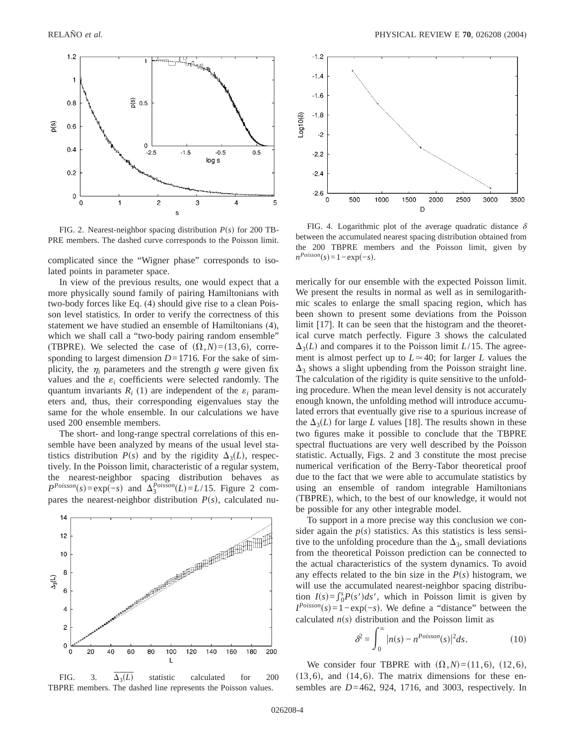1.2
1
0.8
0.6
0.4
0.2
0
p(s)
0 1 2 3 4 5
s

1
0.5
0
p(s)
-2.5 -1.5 -0.5 0.5
log s

FIG. 2. Nearest-neighbor spacing distribution $P(s)$ for 200 TBPRE members. The dashed curve corresponds to the Poisson limit.

-1.2
-1.4
-1.6
-1.8
-2
-2.2
-2.4
-2.6
Log10($\delta$)
0 500 1000 1500 2000 2500 3000 3500
D

FIG. 4. Logarithmic plot of the average quadratic distance $\delta$ between the accumulated nearest spacing distribution obtained from the 200 TBPRE members and the Poisson limit, given by $n^{Poisson}(s)=1-\exp(-s)$.

complicated since the "Wigner phase" corresponds to isolated points in parameter space.

In view of the previous results, one would expect that a more physically sound family of pairing Hamiltonians with two-body forces like Eq. (4) should give rise to a clean Poisson level statistics. In order to verify the correctness of this statement we have studied an ensemble of Hamiltonians (4), which we shall call a "two-body pairing random ensemble" (TBPRE). We selected the case of $(\Omega,N)=(13,6)$, corresponding to largest dimension $D=1716$. For the sake of simplicity, the $\eta_i$ parameters and the strength $g$ were given fix values and the $\varepsilon_i$ coefficients were selected randomly. The quantum invariants $R_i$ (1) are independent of the $\varepsilon_i$ parameters and, thus, their corresponding eigenvalues stay the same for the whole ensemble. In our calculations we have used 200 ensemble members.

The short- and long-range spectral correlations of this ensemble have been analyzed by means of the usual level statistics distribution $P(s)$ and by the rigidity $\Delta_3(L)$, respectively. In the Poisson limit, characteristic of a regular system, the nearest-neighbor spacing distribution behaves as $P^{Poisson}(s)=\exp(-s)$ and $\Delta_3^{Poisson}(L)=L/15$. Figure 2 compares the nearest-neighbor distribution $P(s)$, calculated numerically for our ensemble with the expected Poisson limit. We present the results in normal as well as in semilogarithmic scales to enlarge the small spacing region, which has been shown to present some deviations from the Poisson limit [17]. It can be seen that the histogram and the theoretical curve match perfectly. Figure 3 shows the calculated $\Delta_3(L)$ and compares it to the Poisson limit $L/15$. The agreement is almost perfect up to $L\simeq 40$; for larger $L$ values the $\Delta_3$ shows a slight upbending from the Poisson straight line. The calculation of the rigidity is quite sensitive to the unfolding procedure. When the mean level density is not accurately enough known, the unfolding method will introduce accumulated errors that eventually give rise to a spurious increase of the $\Delta_3(L)$ for large $L$ values [18]. The results shown in these two figures make it possible to conclude that the TBPRE spectral fluctuations are very well described by the Poisson statistic. Actually, Figs. 2 and 3 constitute the most precise numerical verification of the Berry-Tabor theoretical proof due to the fact that we were able to accumulate statistics by using an ensemble of random integrable Hamiltonians (TBPRE), which, to the best of our knowledge, it would not be possible for any other integrable model.

14
12
10
8
6
4
2
0
$\Delta_3(L)$
0 20 40 60 80 100 120 140 160 180 200
L

FIG. 3. $\overline{\Delta_3(L)}$ statistic calculated for 200 TBPRE members. The dashed line represents the Poisson values.

To support in a more precise way this conclusion we consider again the $p(s)$ statistics. As this statistics is less sensitive to the unfolding procedure than the $\Delta_3$, small deviations from the theoretical Poisson prediction can be connected to the actual characteristics of the system dynamics. To avoid any effects related to the bin size in the $P(s)$ histogram, we will use the accumulated nearest-neighbor spacing distribution $I(s)=\int_0^s P(s')ds'$, which in Poisson limit is given by $I^{Poisson}(s)=1-\exp(-s)$. We define a "distance" between the calculated $n(s)$ distribution and the Poisson limit as

$$\delta^2=\int_0^\infty |n(s)-n^{Poisson}(s)|^2 ds. \tag{10}$$

We consider four TBPRE with $(\Omega,N)=(11,6)$, $(12,6)$, $(13,6)$, and $(14,6)$. The matrix dimensions for these ensembles are $D=462$, 924, 1716, and 3003, respectively. In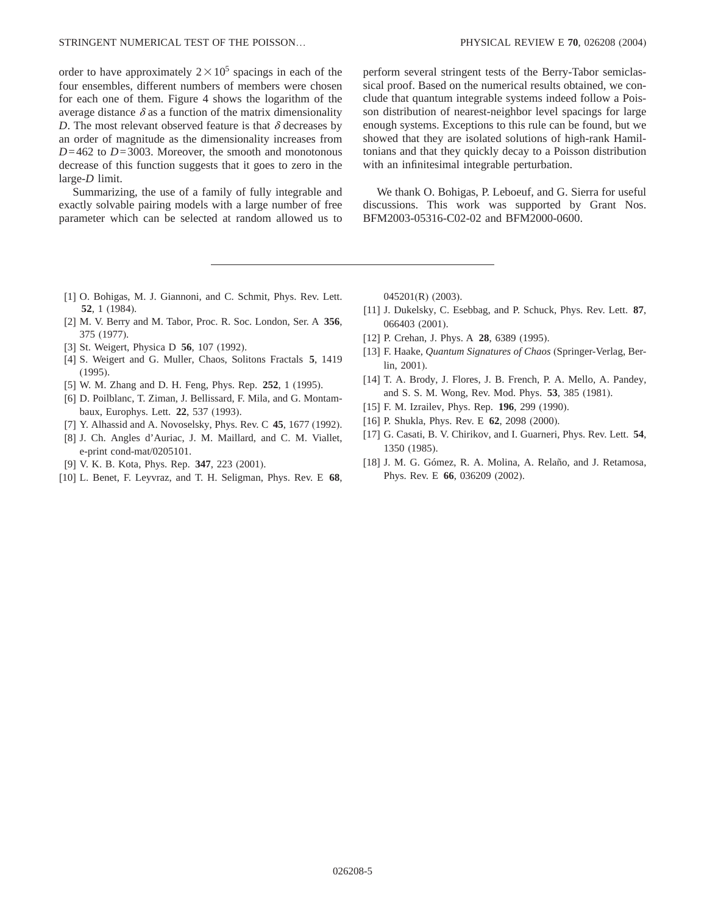order to have approximately $2 \times 10^5$ spacings in each of the four ensembles, different numbers of members were chosen for each one of them. Figure 4 shows the logarithm of the average distance $\delta$ as a function of the matrix dimensionality $D$. The most relevant observed feature is that $\delta$ decreases by an order of magnitude as the dimensionality increases from $D=462$ to $D=3003$. Moreover, the smooth and monotonous decrease of this function suggests that it goes to zero in the large-$D$ limit.

Summarizing, the use of a family of fully integrable and exactly solvable pairing models with a large number of free parameter which can be selected at random allowed us to perform several stringent tests of the Berry-Tabor semiclassical proof. Based on the numerical results obtained, we conclude that quantum integrable systems indeed follow a Poisson distribution of nearest-neighbor level spacings for large enough systems. Exceptions to this rule can be found, but we showed that they are isolated solutions of high-rank Hamiltonians and that they quickly decay to a Poisson distribution with an infinitesimal integrable perturbation.

We thank O. Bohigas, P. Leboeuf, and G. Sierra for useful discussions. This work was supported by Grant Nos. BFM2003-05316-C02-02 and BFM2000-0600.

---

[1] O. Bohigas, M. J. Giannoni, and C. Schmit, Phys. Rev. Lett. **52**, 1 (1984).

[2] M. V. Berry and M. Tabor, Proc. R. Soc. London, Ser. A **356**, 375 (1977).

[3] St. Weigert, Physica D **56**, 107 (1992).

[4] S. Weigert and G. Muller, Chaos, Solitons Fractals **5**, 1419 (1995).

[5] W. M. Zhang and D. H. Feng, Phys. Rep. **252**, 1 (1995).

[6] D. Poilblanc, T. Ziman, J. Bellissard, F. Mila, and G. Montambaux, Europhys. Lett. **22**, 537 (1993).

[7] Y. Alhassid and A. Novoselsky, Phys. Rev. C **45**, 1677 (1992).

[8] J. Ch. Angles d'Auriac, J. M. Maillard, and C. M. Viallet, e-print cond-mat/0205101.

[9] V. K. B. Kota, Phys. Rep. **347**, 223 (2001).

[10] L. Benet, F. Leyvraz, and T. H. Seligman, Phys. Rev. E **68**, 045201(R) (2003).

[11] J. Dukelsky, C. Esebbag, and P. Schuck, Phys. Rev. Lett. **87**, 066403 (2001).

[12] P. Crehan, J. Phys. A **28**, 6389 (1995).

[13] F. Haake, *Quantum Signatures of Chaos* (Springer-Verlag, Berlin, 2001).

[14] T. A. Brody, J. Flores, J. B. French, P. A. Mello, A. Pandey, and S. S. M. Wong, Rev. Mod. Phys. **53**, 385 (1981).

[15] F. M. Izrailev, Phys. Rep. **196**, 299 (1990).

[16] P. Shukla, Phys. Rev. E **62**, 2098 (2000).

[17] G. Casati, B. V. Chirikov, and I. Guarneri, Phys. Rev. Lett. **54**, 1350 (1985).

[18] J. M. G. Gómez, R. A. Molina, A. Relaño, and J. Retamosa, Phys. Rev. E **66**, 036209 (2002).